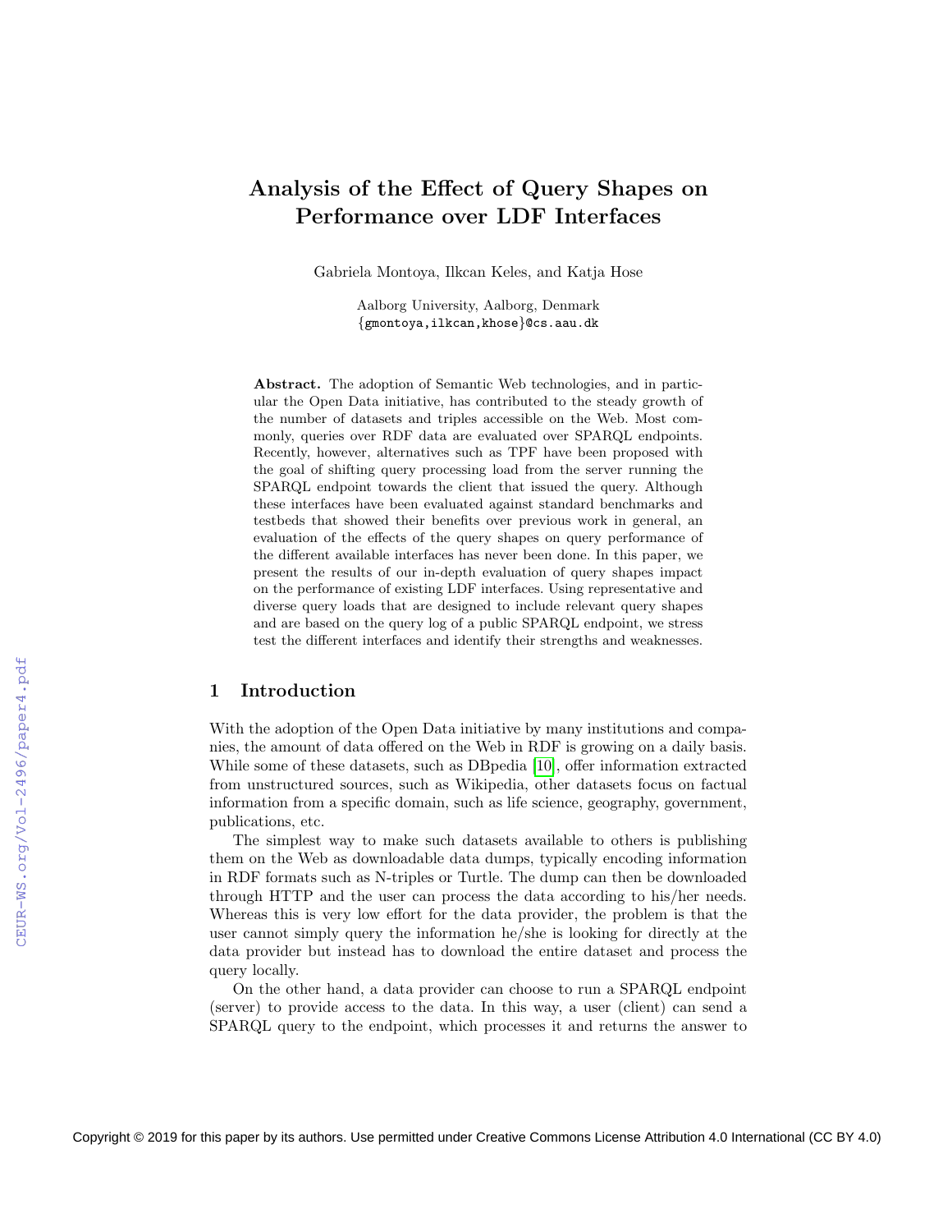# Analysis of the Effect of Query Shapes on Performance over LDF Interfaces

Gabriela Montoya, Ilkcan Keles, and Katja Hose

Aalborg University, Aalborg, Denmark
{gmontoya,ilkcan,khose}@cs.aau.dk

**Abstract.** The adoption of Semantic Web technologies, and in particular the Open Data initiative, has contributed to the steady growth of the number of datasets and triples accessible on the Web. Most commonly, queries over RDF data are evaluated over SPARQL endpoints. Recently, however, alternatives such as TPF have been proposed with the goal of shifting query processing load from the server running the SPARQL endpoint towards the client that issued the query. Although these interfaces have been evaluated against standard benchmarks and testbeds that showed their benefits over previous work in general, an evaluation of the effects of the query shapes on query performance of the different available interfaces has never been done. In this paper, we present the results of our in-depth evaluation of query shapes impact on the performance of existing LDF interfaces. Using representative and diverse query loads that are designed to include relevant query shapes and are based on the query log of a public SPARQL endpoint, we stress test the different interfaces and identify their strengths and weaknesses.

## 1 Introduction

With the adoption of the Open Data initiative by many institutions and companies, the amount of data offered on the Web in RDF is growing on a daily basis. While some of these datasets, such as DBpedia [10], offer information extracted from unstructured sources, such as Wikipedia, other datasets focus on factual information from a specific domain, such as life science, geography, government, publications, etc.

The simplest way to make such datasets available to others is publishing them on the Web as downloadable data dumps, typically encoding information in RDF formats such as N-triples or Turtle. The dump can then be downloaded through HTTP and the user can process the data according to his/her needs. Whereas this is very low effort for the data provider, the problem is that the user cannot simply query the information he/she is looking for directly at the data provider but instead has to download the entire dataset and process the query locally.

On the other hand, a data provider can choose to run a SPARQL endpoint (server) to provide access to the data. In this way, a user (client) can send a SPARQL query to the endpoint, which processes it and returns the answer to

Copyright © 2019 for this paper by its authors. Use permitted under Creative Commons License Attribution 4.0 International (CC BY 4.0)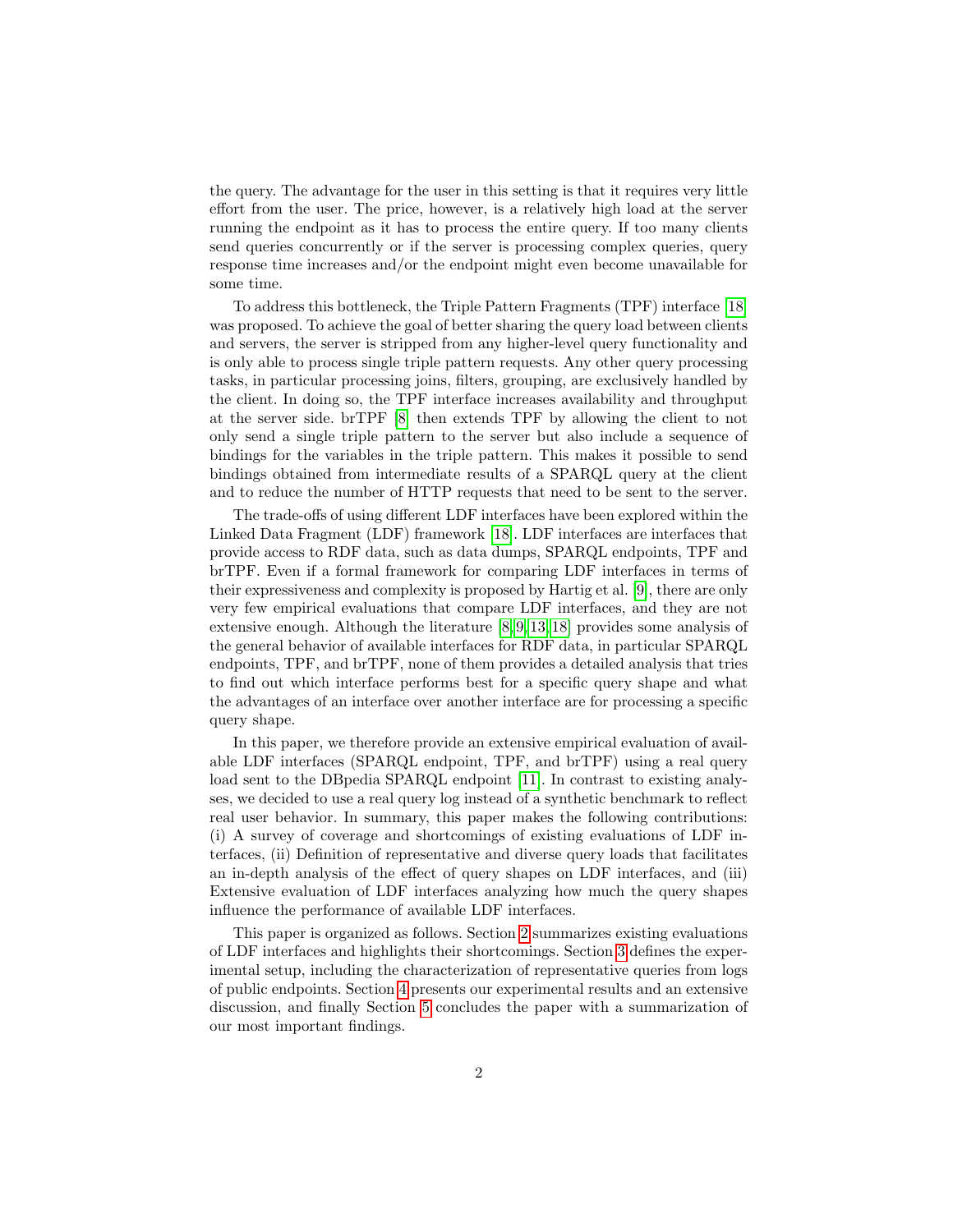the query. The advantage for the user in this setting is that it requires very little effort from the user. The price, however, is a relatively high load at the server running the endpoint as it has to process the entire query. If too many clients send queries concurrently or if the server is processing complex queries, query response time increases and/or the endpoint might even become unavailable for some time.

To address this bottleneck, the Triple Pattern Fragments (TPF) interface [18] was proposed. To achieve the goal of better sharing the query load between clients and servers, the server is stripped from any higher-level query functionality and is only able to process single triple pattern requests. Any other query processing tasks, in particular processing joins, filters, grouping, are exclusively handled by the client. In doing so, the TPF interface increases availability and throughput at the server side. brTPF [8] then extends TPF by allowing the client to not only send a single triple pattern to the server but also include a sequence of bindings for the variables in the triple pattern. This makes it possible to send bindings obtained from intermediate results of a SPARQL query at the client and to reduce the number of HTTP requests that need to be sent to the server.

The trade-offs of using different LDF interfaces have been explored within the Linked Data Fragment (LDF) framework [18]. LDF interfaces are interfaces that provide access to RDF data, such as data dumps, SPARQL endpoints, TPF and brTPF. Even if a formal framework for comparing LDF interfaces in terms of their expressiveness and complexity is proposed by Hartig et al. [9], there are only very few empirical evaluations that compare LDF interfaces, and they are not extensive enough. Although the literature [8,9,13,18] provides some analysis of the general behavior of available interfaces for RDF data, in particular SPARQL endpoints, TPF, and brTPF, none of them provides a detailed analysis that tries to find out which interface performs best for a specific query shape and what the advantages of an interface over another interface are for processing a specific query shape.

In this paper, we therefore provide an extensive empirical evaluation of available LDF interfaces (SPARQL endpoint, TPF, and brTPF) using a real query load sent to the DBpedia SPARQL endpoint [11]. In contrast to existing analyses, we decided to use a real query log instead of a synthetic benchmark to reflect real user behavior. In summary, this paper makes the following contributions: (i) A survey of coverage and shortcomings of existing evaluations of LDF interfaces, (ii) Definition of representative and diverse query loads that facilitates an in-depth analysis of the effect of query shapes on LDF interfaces, and (iii) Extensive evaluation of LDF interfaces analyzing how much the query shapes influence the performance of available LDF interfaces.

This paper is organized as follows. Section 2 summarizes existing evaluations of LDF interfaces and highlights their shortcomings. Section 3 defines the experimental setup, including the characterization of representative queries from logs of public endpoints. Section 4 presents our experimental results and an extensive discussion, and finally Section 5 concludes the paper with a summarization of our most important findings.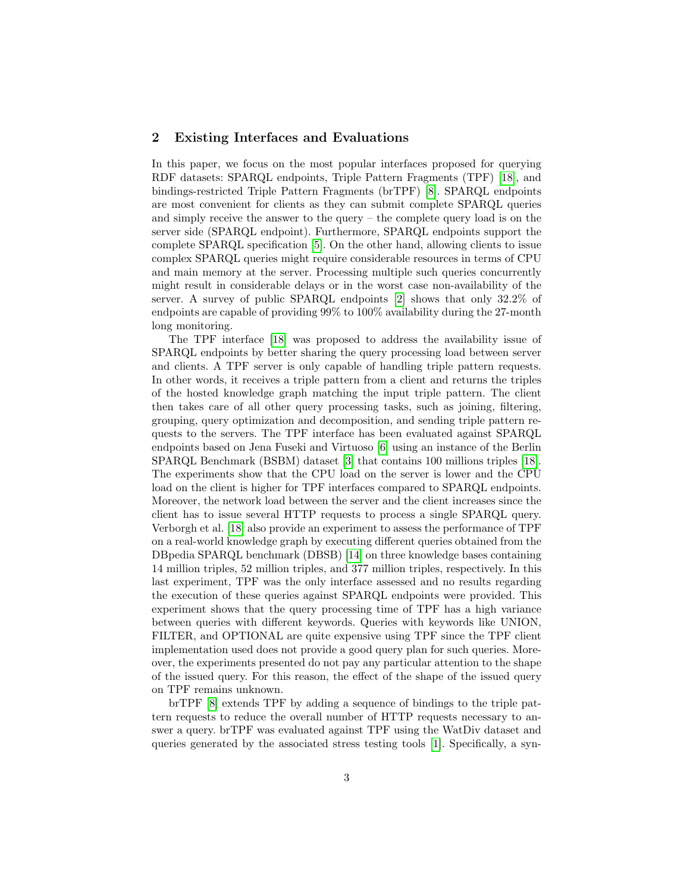## 2 Existing Interfaces and Evaluations

In this paper, we focus on the most popular interfaces proposed for querying RDF datasets: SPARQL endpoints, Triple Pattern Fragments (TPF) [18], and bindings-restricted Triple Pattern Fragments (brTPF) [8]. SPARQL endpoints are most convenient for clients as they can submit complete SPARQL queries and simply receive the answer to the query – the complete query load is on the server side (SPARQL endpoint). Furthermore, SPARQL endpoints support the complete SPARQL specification [5]. On the other hand, allowing clients to issue complex SPARQL queries might require considerable resources in terms of CPU and main memory at the server. Processing multiple such queries concurrently might result in considerable delays or in the worst case non-availability of the server. A survey of public SPARQL endpoints [2] shows that only 32.2% of endpoints are capable of providing 99% to 100% availability during the 27-month long monitoring.

The TPF interface [18] was proposed to address the availability issue of SPARQL endpoints by better sharing the query processing load between server and clients. A TPF server is only capable of handling triple pattern requests. In other words, it receives a triple pattern from a client and returns the triples of the hosted knowledge graph matching the input triple pattern. The client then takes care of all other query processing tasks, such as joining, filtering, grouping, query optimization and decomposition, and sending triple pattern requests to the servers. The TPF interface has been evaluated against SPARQL endpoints based on Jena Fuseki and Virtuoso [6] using an instance of the Berlin SPARQL Benchmark (BSBM) dataset [3] that contains 100 millions triples [18]. The experiments show that the CPU load on the server is lower and the CPU load on the client is higher for TPF interfaces compared to SPARQL endpoints. Moreover, the network load between the server and the client increases since the client has to issue several HTTP requests to process a single SPARQL query. Verborgh et al. [18] also provide an experiment to assess the performance of TPF on a real-world knowledge graph by executing different queries obtained from the DBpedia SPARQL benchmark (DBSB) [14] on three knowledge bases containing 14 million triples, 52 million triples, and 377 million triples, respectively. In this last experiment, TPF was the only interface assessed and no results regarding the execution of these queries against SPARQL endpoints were provided. This experiment shows that the query processing time of TPF has a high variance between queries with different keywords. Queries with keywords like UNION, FILTER, and OPTIONAL are quite expensive using TPF since the TPF client implementation used does not provide a good query plan for such queries. Moreover, the experiments presented do not pay any particular attention to the shape of the issued query. For this reason, the effect of the shape of the issued query on TPF remains unknown.

brTPF [8] extends TPF by adding a sequence of bindings to the triple pattern requests to reduce the overall number of HTTP requests necessary to answer a query. brTPF was evaluated against TPF using the WatDiv dataset and queries generated by the associated stress testing tools [1]. Specifically, a syn-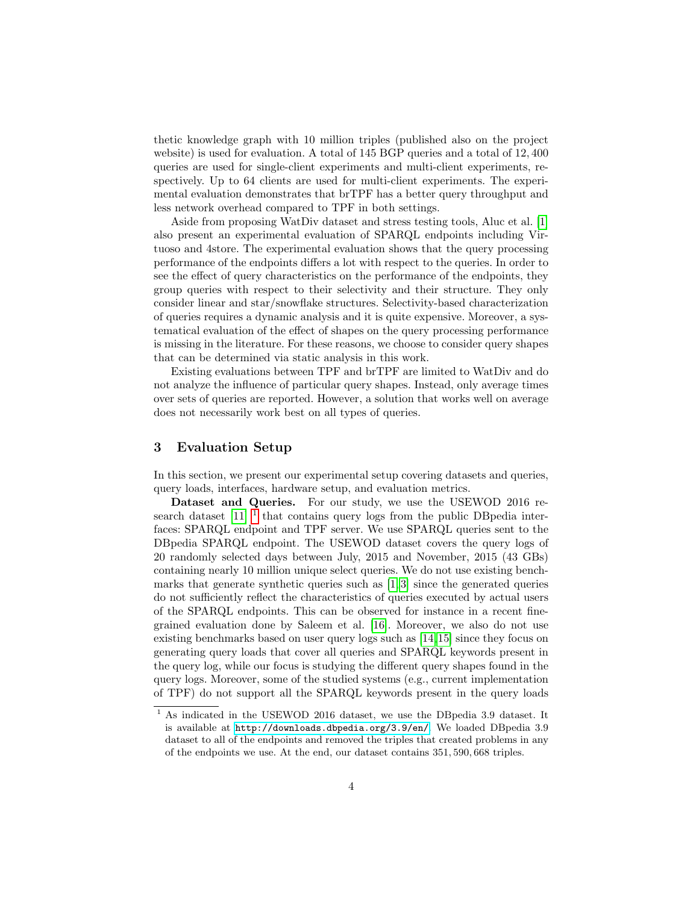thetic knowledge graph with 10 million triples (published also on the project website) is used for evaluation. A total of 145 BGP queries and a total of 12,400 queries are used for single-client experiments and multi-client experiments, respectively. Up to 64 clients are used for multi-client experiments. The experimental evaluation demonstrates that brTPF has a better query throughput and less network overhead compared to TPF in both settings.

Aside from proposing WatDiv dataset and stress testing tools, Aluc et al. [1] also present an experimental evaluation of SPARQL endpoints including Virtuoso and 4store. The experimental evaluation shows that the query processing performance of the endpoints differs a lot with respect to the queries. In order to see the effect of query characteristics on the performance of the endpoints, they group queries with respect to their selectivity and their structure. They only consider linear and star/snowflake structures. Selectivity-based characterization of queries requires a dynamic analysis and it is quite expensive. Moreover, a systematical evaluation of the effect of shapes on the query processing performance is missing in the literature. For these reasons, we choose to consider query shapes that can be determined via static analysis in this work.

Existing evaluations between TPF and brTPF are limited to WatDiv and do not analyze the influence of particular query shapes. Instead, only average times over sets of queries are reported. However, a solution that works well on average does not necessarily work best on all types of queries.

## 3 Evaluation Setup

In this section, we present our experimental setup covering datasets and queries, query loads, interfaces, hardware setup, and evaluation metrics.

**Dataset and Queries.** For our study, we use the USEWOD 2016 research dataset [11] [1] that contains query logs from the public DBpedia interfaces: SPARQL endpoint and TPF server. We use SPARQL queries sent to the DBpedia SPARQL endpoint. The USEWOD dataset covers the query logs of 20 randomly selected days between July, 2015 and November, 2015 (43 GBs) containing nearly 10 million unique select queries. We do not use existing benchmarks that generate synthetic queries such as [1,3] since the generated queries do not sufficiently reflect the characteristics of queries executed by actual users of the SPARQL endpoints. This can be observed for instance in a recent fine-grained evaluation done by Saleem et al. [16]. Moreover, we also do not use existing benchmarks based on user query logs such as [14,15] since they focus on generating query loads that cover all queries and SPARQL keywords present in the query log, while our focus is studying the different query shapes found in the query logs. Moreover, some of the studied systems (e.g., current implementation of TPF) do not support all the SPARQL keywords present in the query loads

[1] As indicated in the USEWOD 2016 dataset, we use the DBpedia 3.9 dataset. It is available at http://downloads.dbpedia.org/3.9/en/. We loaded DBpedia 3.9 dataset to all of the endpoints and removed the triples that created problems in any of the endpoints we use. At the end, our dataset contains 351,590,668 triples.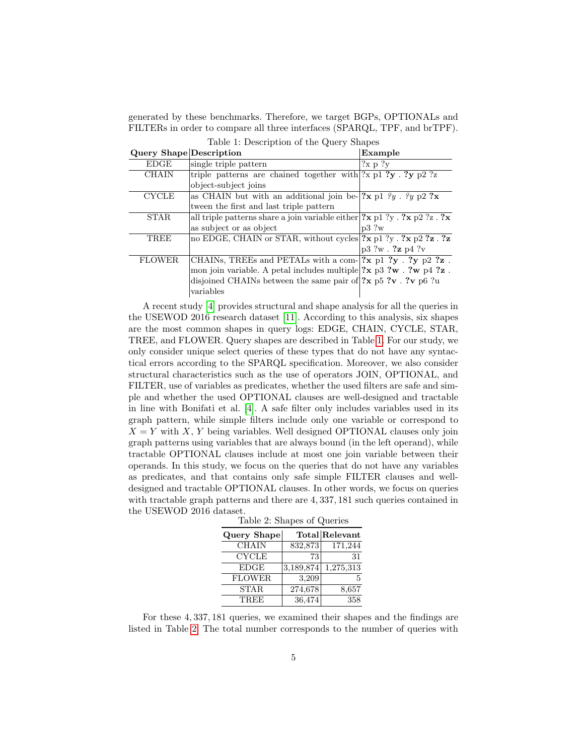generated by these benchmarks. Therefore, we target BGPs, OPTIONALs and FILTERs in order to compare all three interfaces (SPARQL, TPF, and brTPF).

Table 1: Description of the Query Shapes

| Query Shape | Description | Example |
|---|---|---|
| EDGE | single triple pattern | ?x p ?y |
| CHAIN | triple patterns are chained together with object-subject joins | ?x p1 **?y** . **?y** p2 ?z |
| CYCLE | as CHAIN but with an additional join between the first and last triple pattern | **?x** p1 *?y* . *?y* p2 **?x** |
| STAR | all triple patterns share a join variable either as subject or as object | **?x** p1 ?y . **?x** p2 ?z . **?x** p3 ?w |
| TREE | no EDGE, CHAIN or STAR, without cycles | **?x** p1 ?y . **?x** p2 **?z** . **?z** p3 ?w . **?z** p4 ?v |
| FLOWER | CHAINs, TREEs and PETALs with a common join variable. A petal includes multiple disjoined CHAINs between the same pair of variables | **?x** p1 **?y** . **?y** p2 **?z** . **?x** p3 **?w** . **?w** p4 **?z** . **?x** p5 **?v** . **?v** p6 ?u |

A recent study [4] provides structural and shape analysis for all the queries in the USEWOD 2016 research dataset [11]. According to this analysis, six shapes are the most common shapes in query logs: EDGE, CHAIN, CYCLE, STAR, TREE, and FLOWER. Query shapes are described in Table 1. For our study, we only consider unique select queries of these types that do not have any syntactical errors according to the SPARQL specification. Moreover, we also consider structural characteristics such as the use of operators JOIN, OPTIONAL, and FILTER, use of variables as predicates, whether the used filters are safe and simple and whether the used OPTIONAL clauses are well-designed and tractable in line with Bonifati et al. [4]. A safe filter only includes variables used in its graph pattern, while simple filters include only one variable or correspond to $X = Y$ with $X$, $Y$ being variables. Well designed OPTIONAL clauses only join graph patterns using variables that are always bound (in the left operand), while tractable OPTIONAL clauses include at most one join variable between their operands. In this study, we focus on the queries that do not have any variables as predicates, and that contains only safe simple FILTER clauses and well-designed and tractable OPTIONAL clauses. In other words, we focus on queries with tractable graph patterns and there are $4,337,181$ such queries contained in the USEWOD 2016 dataset.

Table 2: Shapes of Queries

| Query Shape | Total | Relevant |
|---|---|---|
| CHAIN | 832,873 | 171,244 |
| CYCLE | 73 | 31 |
| EDGE | 3,189,874 | 1,275,313 |
| FLOWER | 3,209 | 5 |
| STAR | 274,678 | 8,657 |
| TREE | 36,474 | 358 |

For these $4,337,181$ queries, we examined their shapes and the findings are listed in Table 2. The total number corresponds to the number of queries with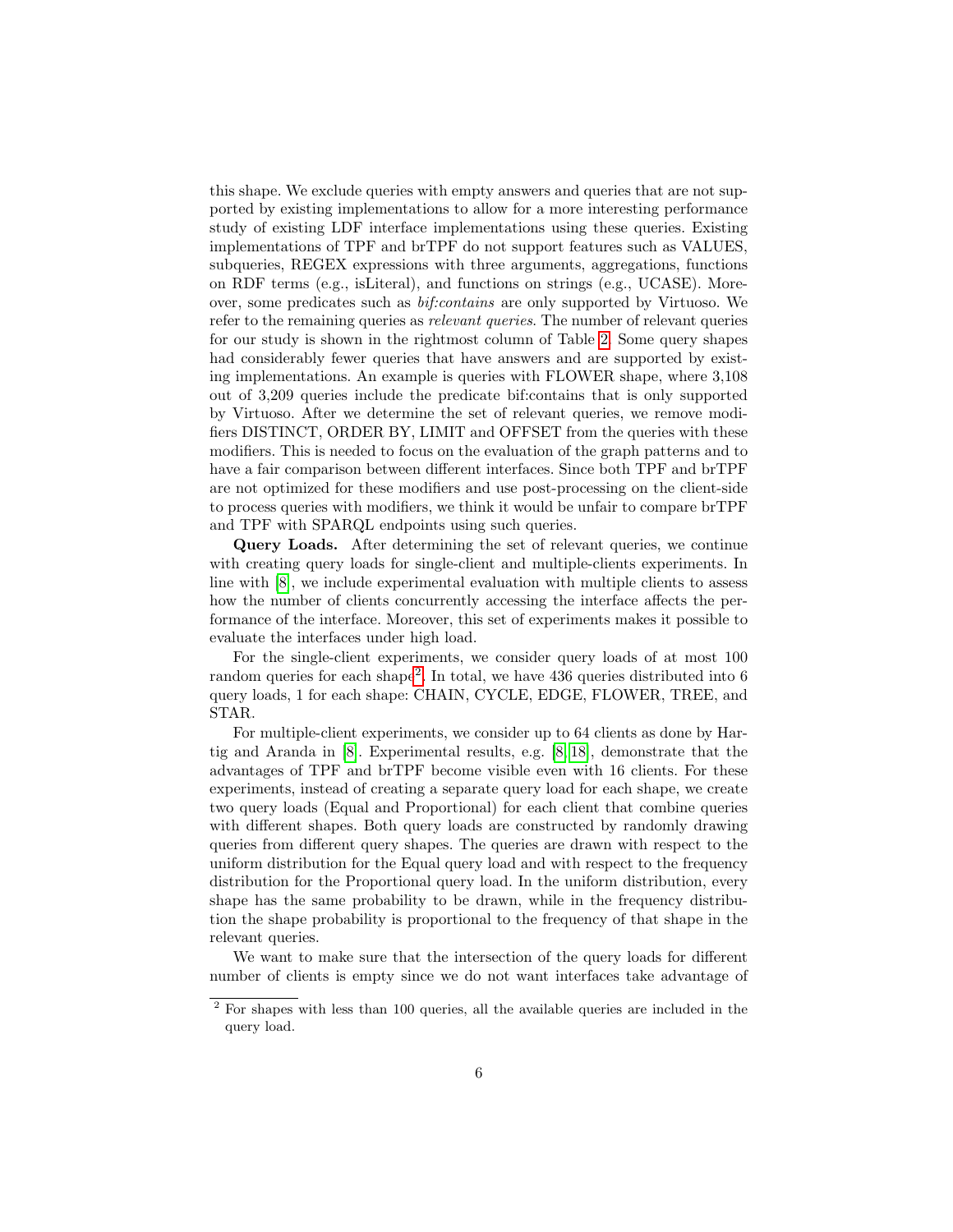this shape. We exclude queries with empty answers and queries that are not supported by existing implementations to allow for a more interesting performance study of existing LDF interface implementations using these queries. Existing implementations of TPF and brTPF do not support features such as VALUES, subqueries, REGEX expressions with three arguments, aggregations, functions on RDF terms (e.g., isLiteral), and functions on strings (e.g., UCASE). Moreover, some predicates such as *bif:contains* are only supported by Virtuoso. We refer to the remaining queries as *relevant queries*. The number of relevant queries for our study is shown in the rightmost column of Table 2. Some query shapes had considerably fewer queries that have answers and are supported by existing implementations. An example is queries with FLOWER shape, where 3,108 out of 3,209 queries include the predicate bif:contains that is only supported by Virtuoso. After we determine the set of relevant queries, we remove modifiers DISTINCT, ORDER BY, LIMIT and OFFSET from the queries with these modifiers. This is needed to focus on the evaluation of the graph patterns and to have a fair comparison between different interfaces. Since both TPF and brTPF are not optimized for these modifiers and use post-processing on the client-side to process queries with modifiers, we think it would be unfair to compare brTPF and TPF with SPARQL endpoints using such queries.

**Query Loads.** After determining the set of relevant queries, we continue with creating query loads for single-client and multiple-clients experiments. In line with [8], we include experimental evaluation with multiple clients to assess how the number of clients concurrently accessing the interface affects the performance of the interface. Moreover, this set of experiments makes it possible to evaluate the interfaces under high load.

For the single-client experiments, we consider query loads of at most 100 random queries for each shape[2]. In total, we have 436 queries distributed into 6 query loads, 1 for each shape: CHAIN, CYCLE, EDGE, FLOWER, TREE, and STAR.

For multiple-client experiments, we consider up to 64 clients as done by Hartig and Aranda in [8]. Experimental results, e.g. [8, 18], demonstrate that the advantages of TPF and brTPF become visible even with 16 clients. For these experiments, instead of creating a separate query load for each shape, we create two query loads (Equal and Proportional) for each client that combine queries with different shapes. Both query loads are constructed by randomly drawing queries from different query shapes. The queries are drawn with respect to the uniform distribution for the Equal query load and with respect to the frequency distribution for the Proportional query load. In the uniform distribution, every shape has the same probability to be drawn, while in the frequency distribution the shape probability is proportional to the frequency of that shape in the relevant queries.

We want to make sure that the intersection of the query loads for different number of clients is empty since we do not want interfaces take advantage of

[2] For shapes with less than 100 queries, all the available queries are included in the query load.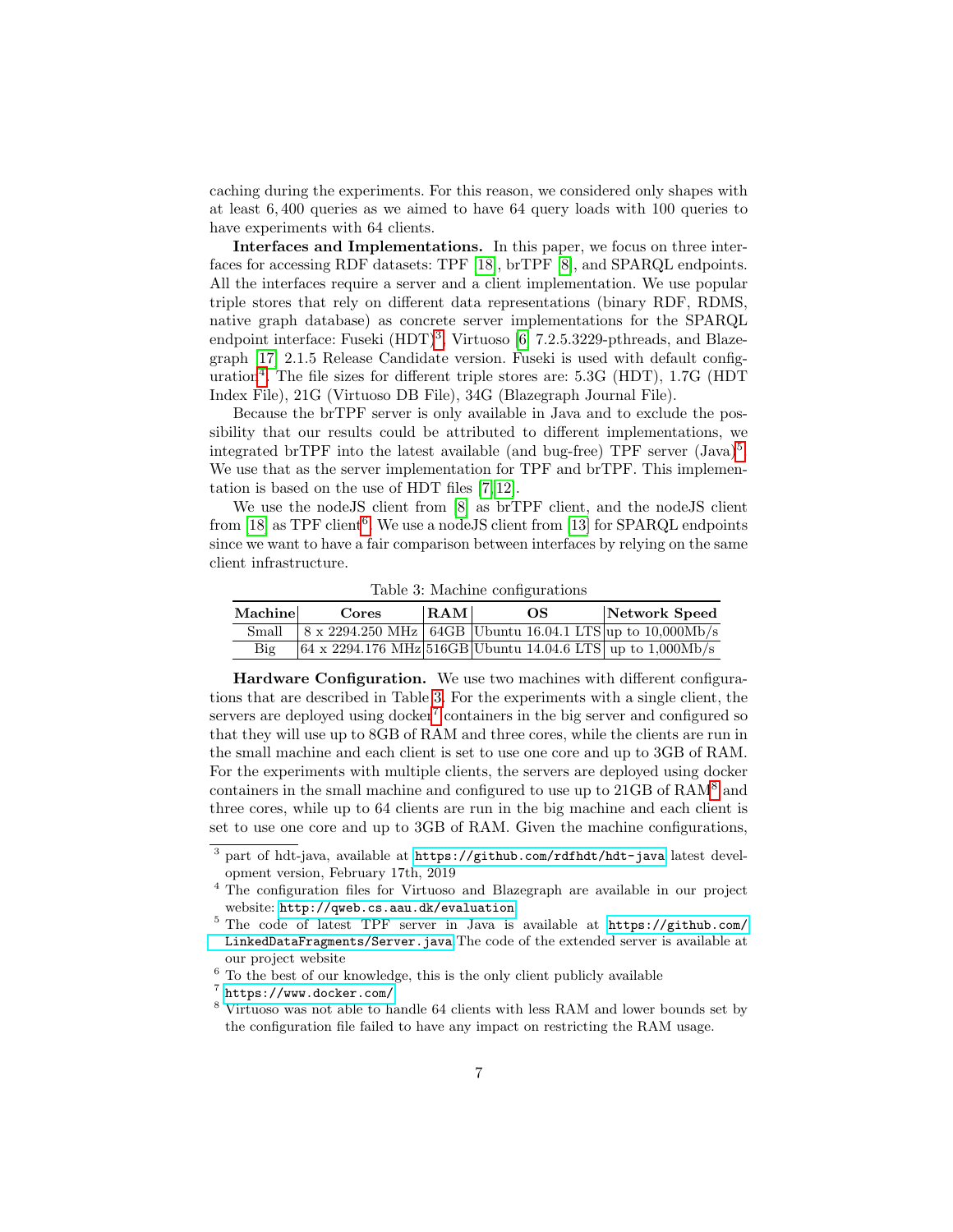caching during the experiments. For this reason, we considered only shapes with at least 6,400 queries as we aimed to have 64 query loads with 100 queries to have experiments with 64 clients.

**Interfaces and Implementations.** In this paper, we focus on three interfaces for accessing RDF datasets: TPF [18], brTPF [8], and SPARQL endpoints. All the interfaces require a server and a client implementation. We use popular triple stores that rely on different data representations (binary RDF, RDMS, native graph database) as concrete server implementations for the SPARQL endpoint interface: Fuseki (HDT)[3], Virtuoso [6] 7.2.5.3229-pthreads, and Blazegraph [17] 2.1.5 Release Candidate version. Fuseki is used with default configuration[4]. The file sizes for different triple stores are: 5.3G (HDT), 1.7G (HDT Index File), 21G (Virtuoso DB File), 34G (Blazegraph Journal File).

Because the brTPF server is only available in Java and to exclude the possibility that our results could be attributed to different implementations, we integrated brTPF into the latest available (and bug-free) TPF server (Java)[5]. We use that as the server implementation for TPF and brTPF. This implementation is based on the use of HDT files [7,12].

We use the nodeJS client from [8] as brTPF client, and the nodeJS client from [18] as TPF client[6]. We use a nodeJS client from [13] for SPARQL endpoints since we want to have a fair comparison between interfaces by relying on the same client infrastructure.

Table 3: Machine configurations

| Machine | Cores | RAM | OS | Network Speed |
|---|---|---|---|---|
| Small | 8 x 2294.250 MHz | 64GB | Ubuntu 16.04.1 LTS | up to 10,000Mb/s |
| Big | 64 x 2294.176 MHz | 516GB | Ubuntu 14.04.6 LTS | up to 1,000Mb/s |

**Hardware Configuration.** We use two machines with different configurations that are described in Table 3. For the experiments with a single client, the servers are deployed using docker[7] containers in the big server and configured so that they will use up to 8GB of RAM and three cores, while the clients are run in the small machine and each client is set to use one core and up to 3GB of RAM. For the experiments with multiple clients, the servers are deployed using docker containers in the small machine and configured to use up to 21GB of RAM[8] and three cores, while up to 64 clients are run in the big machine and each client is set to use one core and up to 3GB of RAM. Given the machine configurations,

[3] part of hdt-java, available at https://github.com/rdfhdt/hdt-java latest development version, February 17th, 2019

[4] The configuration files for Virtuoso and Blazegraph are available in our project website: http://qweb.cs.aau.dk/evaluation

[5] The code of latest TPF server in Java is available at https://github.com/LinkedDataFragments/Server.java The code of the extended server is available at our project website

[6] To the best of our knowledge, this is the only client publicly available

[7] https://www.docker.com/

[8] Virtuoso was not able to handle 64 clients with less RAM and lower bounds set by the configuration file failed to have any impact on restricting the RAM usage.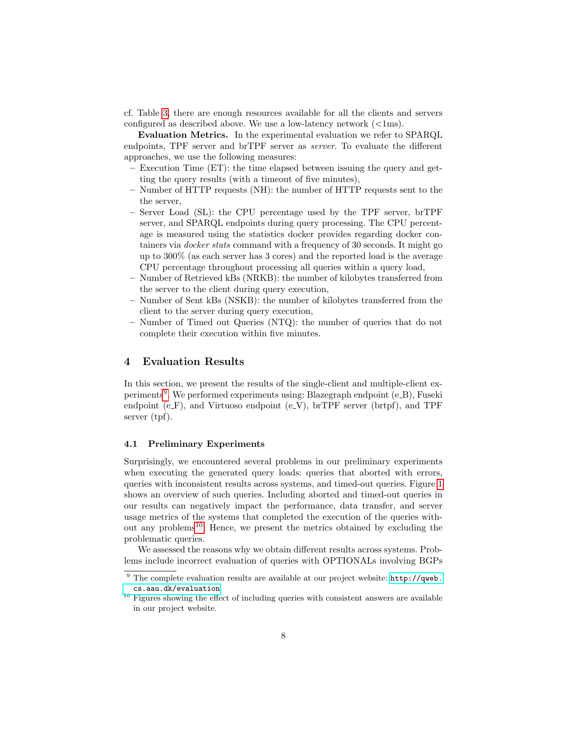cf. Table 3, there are enough resources available for all the clients and servers configured as described above. We use a low-latency network (<1ms).

**Evaluation Metrics.** In the experimental evaluation we refer to SPARQL endpoints, TPF server and brTPF server as *server*. To evaluate the different approaches, we use the following measures:

- Execution Time (ET): the time elapsed between issuing the query and getting the query results (with a timeout of five minutes),
- Number of HTTP requests (NH): the number of HTTP requests sent to the the server,
- Server Load (SL): the CPU percentage used by the TPF server, brTPF server, and SPARQL endpoints during query processing. The CPU percentage is measured using the statistics docker provides regarding docker containers via *docker stats* command with a frequency of 30 seconds. It might go up to 300% (as each server has 3 cores) and the reported load is the average CPU percentage throughout processing all queries within a query load,
- Number of Retrieved kBs (NRKB): the number of kilobytes transferred from the server to the client during query execution,
- Number of Sent kBs (NSKB): the number of kilobytes transferred from the client to the server during query execution,
- Number of Timed out Queries (NTQ): the number of queries that do not complete their execution within five minutes.

## 4 Evaluation Results

In this section, we present the results of the single-client and multiple-client experiments[9]. We performed experiments using: Blazegraph endpoint (e_B), Fuseki endpoint (e_F), and Virtuoso endpoint (e_V), brTPF server (brtpf), and TPF server (tpf).

### 4.1 Preliminary Experiments

Surprisingly, we encountered several problems in our preliminary experiments when executing the generated query loads: queries that aborted with errors, queries with inconsistent results across systems, and timed-out queries. Figure 1 shows an overview of such queries. Including aborted and timed-out queries in our results can negatively impact the performance, data transfer, and server usage metrics of the systems that completed the execution of the queries without any problems[10]. Hence, we present the metrics obtained by excluding the problematic queries.

We assessed the reasons why we obtain different results across systems. Problems include incorrect evaluation of queries with OPTIONALs involving BGPs

[9] The complete evaluation results are available at our project website: http://qweb.cs.aau.dk/evaluation

[10] Figures showing the effect of including queries with consistent answers are available in our project website.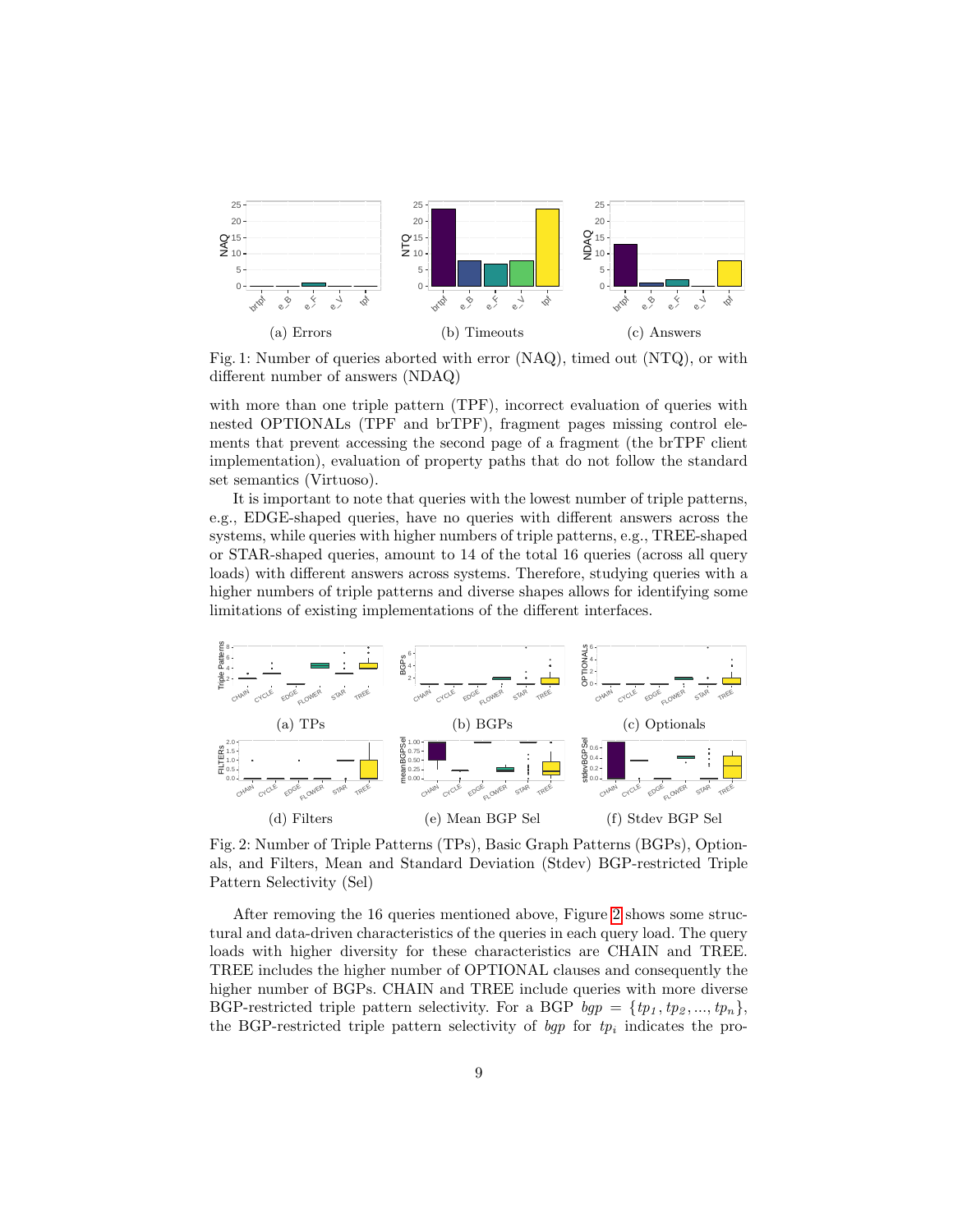(a) Errors

(b) Timeouts

(c) Answers

Fig. 1: Number of queries aborted with error (NAQ), timed out (NTQ), or with different number of answers (NDAQ)

with more than one triple pattern (TPF), incorrect evaluation of queries with nested OPTIONALs (TPF and brTPF), fragment pages missing control elements that prevent accessing the second page of a fragment (the brTPF client implementation), evaluation of property paths that do not follow the standard set semantics (Virtuoso).

It is important to note that queries with the lowest number of triple patterns, e.g., EDGE-shaped queries, have no queries with different answers across the systems, while queries with higher numbers of triple patterns, e.g., TREE-shaped or STAR-shaped queries, amount to 14 of the total 16 queries (across all query loads) with different answers across systems. Therefore, studying queries with a higher numbers of triple patterns and diverse shapes allows for identifying some limitations of existing implementations of the different interfaces.

(a) TPs

(b) BGPs

(c) Optionals

(d) Filters

(e) Mean BGP Sel

(f) Stdev BGP Sel

Fig. 2: Number of Triple Patterns (TPs), Basic Graph Patterns (BGPs), Optionals, and Filters, Mean and Standard Deviation (Stdev) BGP-restricted Triple Pattern Selectivity (Sel)

After removing the 16 queries mentioned above, Figure 2 shows some structural and data-driven characteristics of the queries in each query load. The query loads with higher diversity for these characteristics are CHAIN and TREE. TREE includes the higher number of OPTIONAL clauses and consequently the higher number of BGPs. CHAIN and TREE include queries with more diverse BGP-restricted triple pattern selectivity. For a BGP $bgp = \{tp_1, tp_2, ..., tp_n\}$, the BGP-restricted triple pattern selectivity of $bgp$ for $tp_i$ indicates the pro-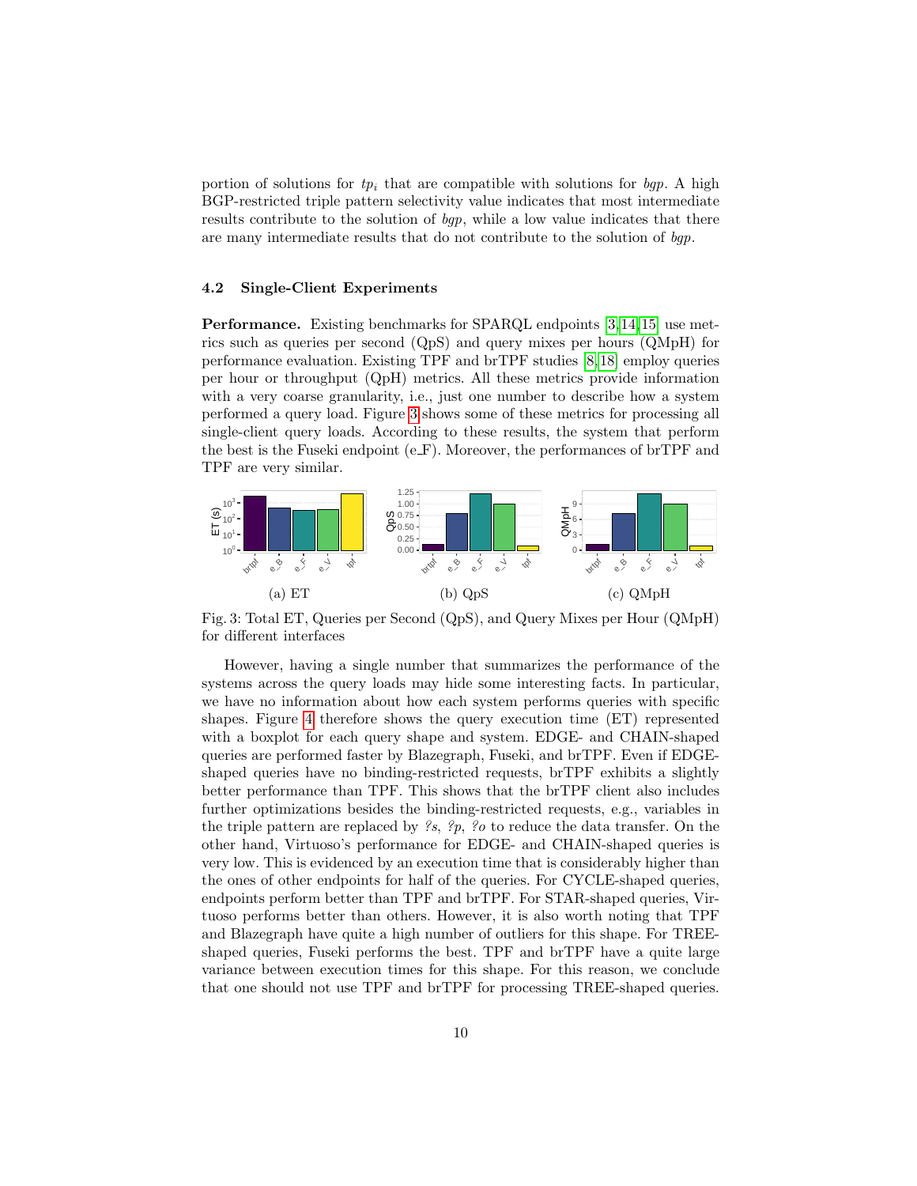portion of solutions for $tp_i$ that are compatible with solutions for *bgp*. A high BGP-restricted triple pattern selectivity value indicates that most intermediate results contribute to the solution of *bgp*, while a low value indicates that there are many intermediate results that do not contribute to the solution of *bgp*.

### 4.2 Single-Client Experiments

**Performance.** Existing benchmarks for SPARQL endpoints [3,14,15] use metrics such as queries per second (QpS) and query mixes per hours (QMpH) for performance evaluation. Existing TPF and brTPF studies [8,18] employ queries per hour or throughput (QpH) metrics. All these metrics provide information with a very coarse granularity, i.e., just one number to describe how a system performed a query load. Figure 3 shows some of these metrics for processing all single-client query loads. According to these results, the system that perform the best is the Fuseki endpoint (e_F). Moreover, the performances of brTPF and TPF are very similar.

(a) ET (b) QpS (c) QMpH

Fig. 3: Total ET, Queries per Second (QpS), and Query Mixes per Hour (QMpH) for different interfaces

However, having a single number that summarizes the performance of the systems across the query loads may hide some interesting facts. In particular, we have no information about how each system performs queries with specific shapes. Figure 4 therefore shows the query execution time (ET) represented with a boxplot for each query shape and system. EDGE- and CHAIN-shaped queries are performed faster by Blazegraph, Fuseki, and brTPF. Even if EDGE-shaped queries have no binding-restricted requests, brTPF exhibits a slightly better performance than TPF. This shows that the brTPF client also includes further optimizations besides the binding-restricted requests, e.g., variables in the triple pattern are replaced by *?s*, *?p*, *?o* to reduce the data transfer. On the other hand, Virtuoso's performance for EDGE- and CHAIN-shaped queries is very low. This is evidenced by an execution time that is considerably higher than the ones of other endpoints for half of the queries. For CYCLE-shaped queries, endpoints perform better than TPF and brTPF. For STAR-shaped queries, Virtuoso performs better than others. However, it is also worth noting that TPF and Blazegraph have quite a high number of outliers for this shape. For TREE-shaped queries, Fuseki performs the best. TPF and brTPF have a quite large variance between execution times for this shape. For this reason, we conclude that one should not use TPF and brTPF for processing TREE-shaped queries.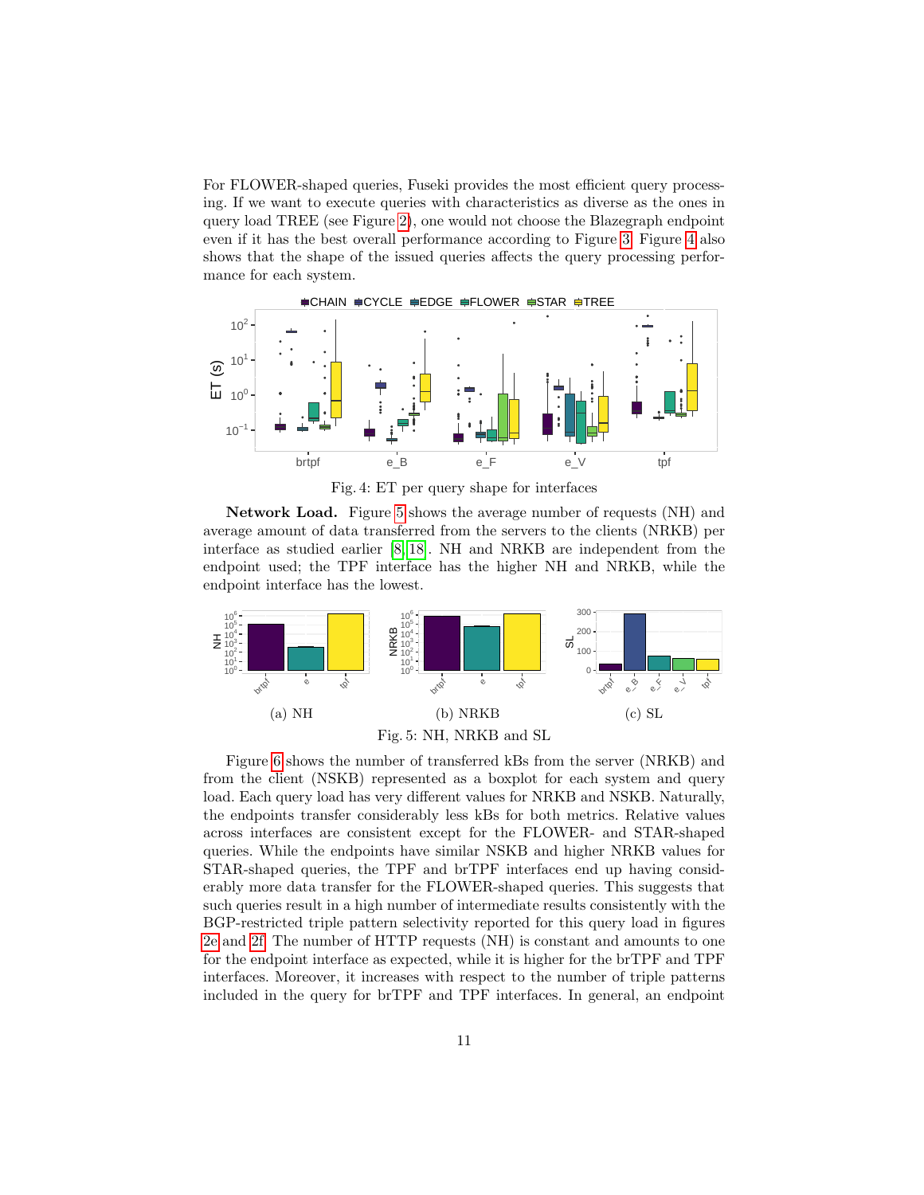For FLOWER-shaped queries, Fuseki provides the most efficient query processing. If we want to execute queries with characteristics as diverse as the ones in query load TREE (see Figure 2), one would not choose the Blazegraph endpoint even if it has the best overall performance according to Figure 3. Figure 4 also shows that the shape of the issued queries affects the query processing performance for each system.

Fig. 4: ET per query shape for interfaces

**Network Load.** Figure 5 shows the average number of requests (NH) and average amount of data transferred from the servers to the clients (NRKB) per interface as studied earlier [8, 18]. NH and NRKB are independent from the endpoint used; the TPF interface has the higher NH and NRKB, while the endpoint interface has the lowest.

(a) NH

(b) NRKB

(c) SL

Fig. 5: NH, NRKB and SL

Figure 6 shows the number of transferred kBs from the server (NRKB) and from the client (NSKB) represented as a boxplot for each system and query load. Each query load has very different values for NRKB and NSKB. Naturally, the endpoints transfer considerably less kBs for both metrics. Relative values across interfaces are consistent except for the FLOWER- and STAR-shaped queries. While the endpoints have similar NSKB and higher NRKB values for STAR-shaped queries, the TPF and brTPF interfaces end up having considerably more data transfer for the FLOWER-shaped queries. This suggests that such queries result in a high number of intermediate results consistently with the BGP-restricted triple pattern selectivity reported for this query load in figures 2e and 2f. The number of HTTP requests (NH) is constant and amounts to one for the endpoint interface as expected, while it is higher for the brTPF and TPF interfaces. Moreover, it increases with respect to the number of triple patterns included in the query for brTPF and TPF interfaces. In general, an endpoint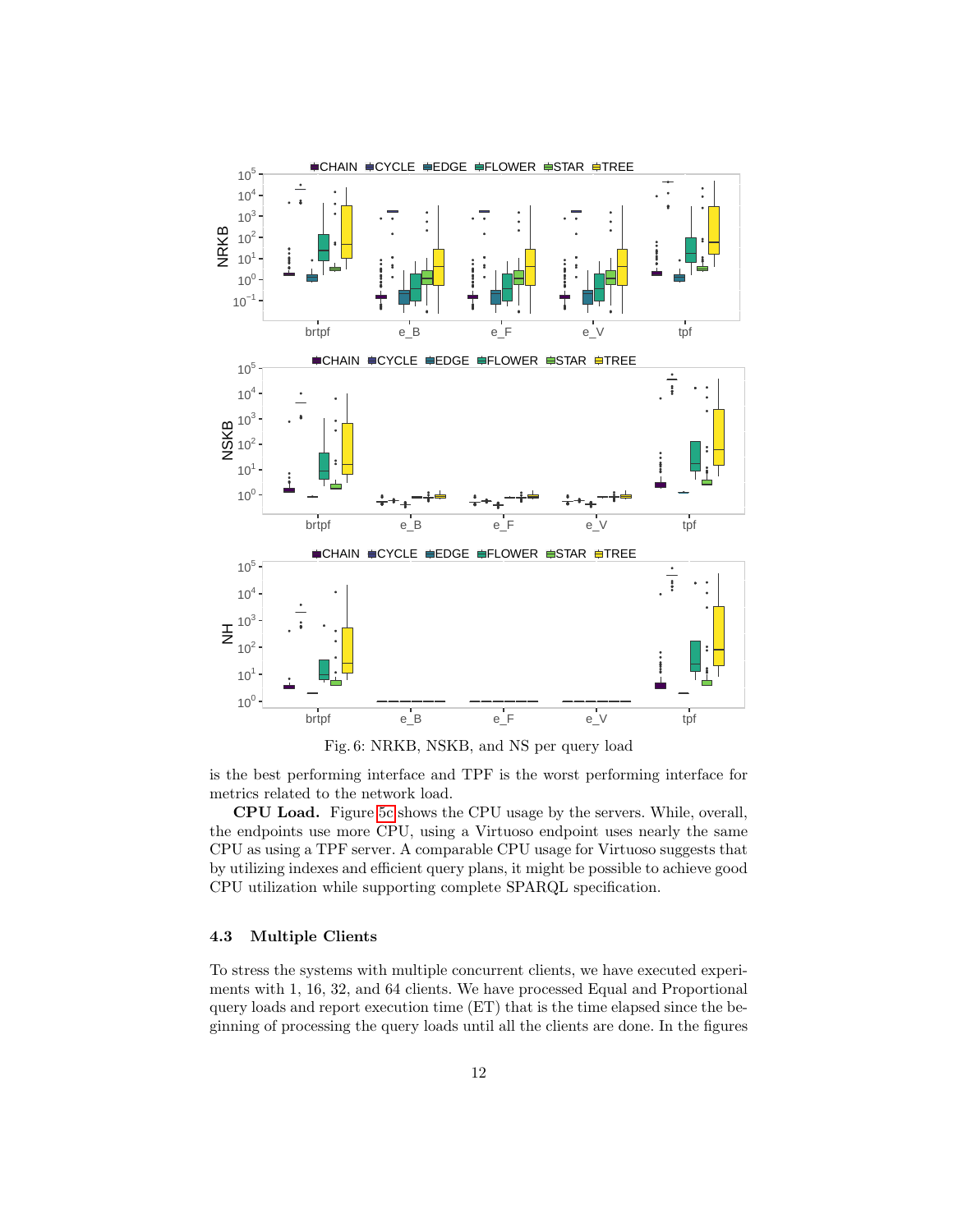Fig. 6: NRKB, NSKB, and NS per query load

is the best performing interface and TPF is the worst performing interface for metrics related to the network load.

**CPU Load.** Figure 5c shows the CPU usage by the servers. While, overall, the endpoints use more CPU, using a Virtuoso endpoint uses nearly the same CPU as using a TPF server. A comparable CPU usage for Virtuoso suggests that by utilizing indexes and efficient query plans, it might be possible to achieve good CPU utilization while supporting complete SPARQL specification.

### 4.3 Multiple Clients

To stress the systems with multiple concurrent clients, we have executed experiments with 1, 16, 32, and 64 clients. We have processed Equal and Proportional query loads and report execution time (ET) that is the time elapsed since the beginning of processing the query loads until all the clients are done. In the figures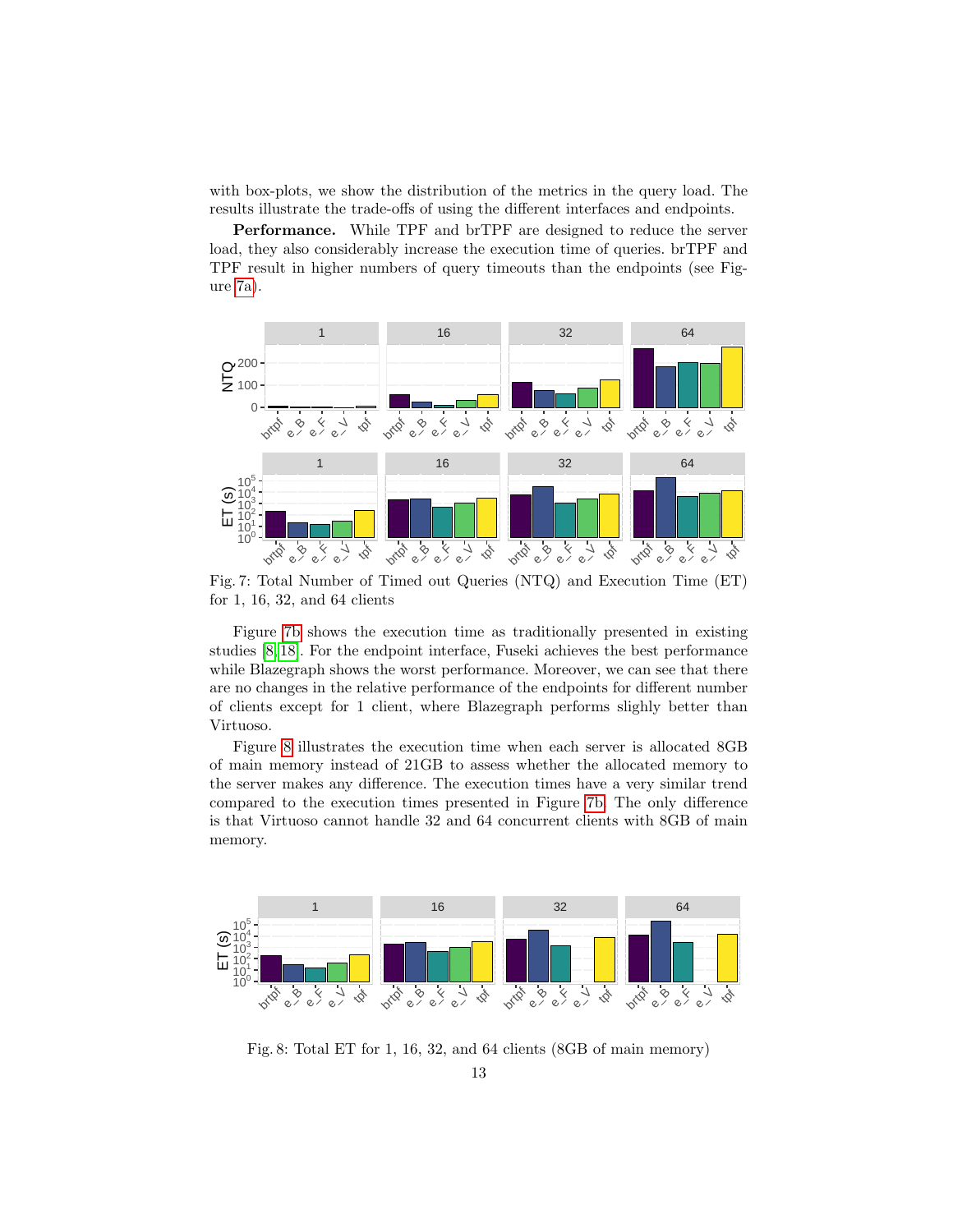with box-plots, we show the distribution of the metrics in the query load. The results illustrate the trade-offs of using the different interfaces and endpoints.

**Performance.** While TPF and brTPF are designed to reduce the server load, they also considerably increase the execution time of queries. brTPF and TPF result in higher numbers of query timeouts than the endpoints (see Figure 7a).

Fig. 7: Total Number of Timed out Queries (NTQ) and Execution Time (ET) for 1, 16, 32, and 64 clients

Figure 7b shows the execution time as traditionally presented in existing studies [8,18]. For the endpoint interface, Fuseki achieves the best performance while Blazegraph shows the worst performance. Moreover, we can see that there are no changes in the relative performance of the endpoints for different number of clients except for 1 client, where Blazegraph performs slighly better than Virtuoso.

Figure 8 illustrates the execution time when each server is allocated 8GB of main memory instead of 21GB to assess whether the allocated memory to the server makes any difference. The execution times have a very similar trend compared to the execution times presented in Figure 7b. The only difference is that Virtuoso cannot handle 32 and 64 concurrent clients with 8GB of main memory.

Fig. 8: Total ET for 1, 16, 32, and 64 clients (8GB of main memory)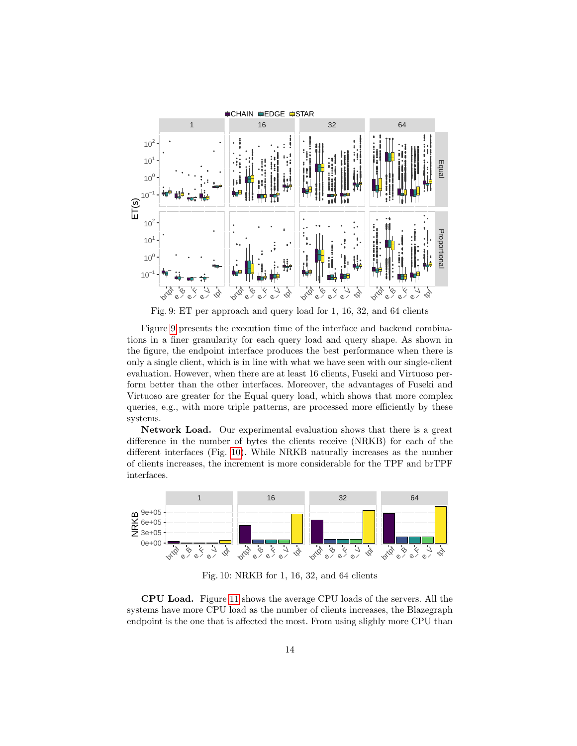Fig. 9: ET per approach and query load for 1, 16, 32, and 64 clients

Figure 9 presents the execution time of the interface and backend combinations in a finer granularity for each query load and query shape. As shown in the figure, the endpoint interface produces the best performance when there is only a single client, which is in line with what we have seen with our single-client evaluation. However, when there are at least 16 clients, Fuseki and Virtuoso perform better than the other interfaces. Moreover, the advantages of Fuseki and Virtuoso are greater for the Equal query load, which shows that more complex queries, e.g., with more triple patterns, are processed more efficiently by these systems.

**Network Load.** Our experimental evaluation shows that there is a great difference in the number of bytes the clients receive (NRKB) for each of the different interfaces (Fig. 10). While NRKB naturally increases as the number of clients increases, the increment is more considerable for the TPF and brTPF interfaces.

Fig. 10: NRKB for 1, 16, 32, and 64 clients

**CPU Load.** Figure 11 shows the average CPU loads of the servers. All the systems have more CPU load as the number of clients increases, the Blazegraph endpoint is the one that is affected the most. From using slighly more CPU than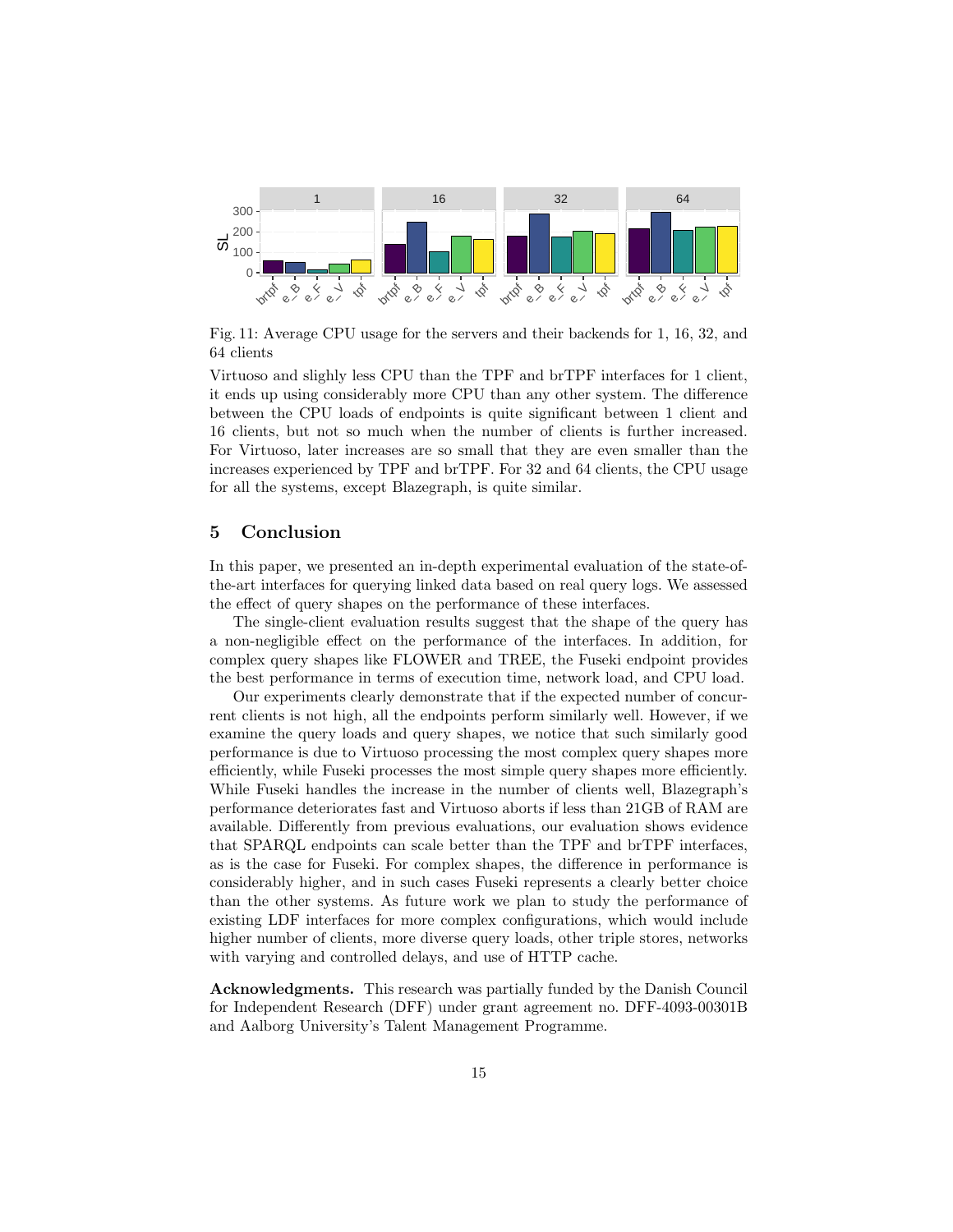Fig. 11: Average CPU usage for the servers and their backends for 1, 16, 32, and 64 clients

Virtuoso and slighly less CPU than the TPF and brTPF interfaces for 1 client, it ends up using considerably more CPU than any other system. The difference between the CPU loads of endpoints is quite significant between 1 client and 16 clients, but not so much when the number of clients is further increased. For Virtuoso, later increases are so small that they are even smaller than the increases experienced by TPF and brTPF. For 32 and 64 clients, the CPU usage for all the systems, except Blazegraph, is quite similar.

## 5 Conclusion

In this paper, we presented an in-depth experimental evaluation of the state-of-the-art interfaces for querying linked data based on real query logs. We assessed the effect of query shapes on the performance of these interfaces.

The single-client evaluation results suggest that the shape of the query has a non-negligible effect on the performance of the interfaces. In addition, for complex query shapes like FLOWER and TREE, the Fuseki endpoint provides the best performance in terms of execution time, network load, and CPU load.

Our experiments clearly demonstrate that if the expected number of concurrent clients is not high, all the endpoints perform similarly well. However, if we examine the query loads and query shapes, we notice that such similarly good performance is due to Virtuoso processing the most complex query shapes more efficiently, while Fuseki processes the most simple query shapes more efficiently. While Fuseki handles the increase in the number of clients well, Blazegraph's performance deteriorates fast and Virtuoso aborts if less than 21GB of RAM are available. Differently from previous evaluations, our evaluation shows evidence that SPARQL endpoints can scale better than the TPF and brTPF interfaces, as is the case for Fuseki. For complex shapes, the difference in performance is considerably higher, and in such cases Fuseki represents a clearly better choice than the other systems. As future work we plan to study the performance of existing LDF interfaces for more complex configurations, which would include higher number of clients, more diverse query loads, other triple stores, networks with varying and controlled delays, and use of HTTP cache.

**Acknowledgments.** This research was partially funded by the Danish Council for Independent Research (DFF) under grant agreement no. DFF-4093-00301B and Aalborg University's Talent Management Programme.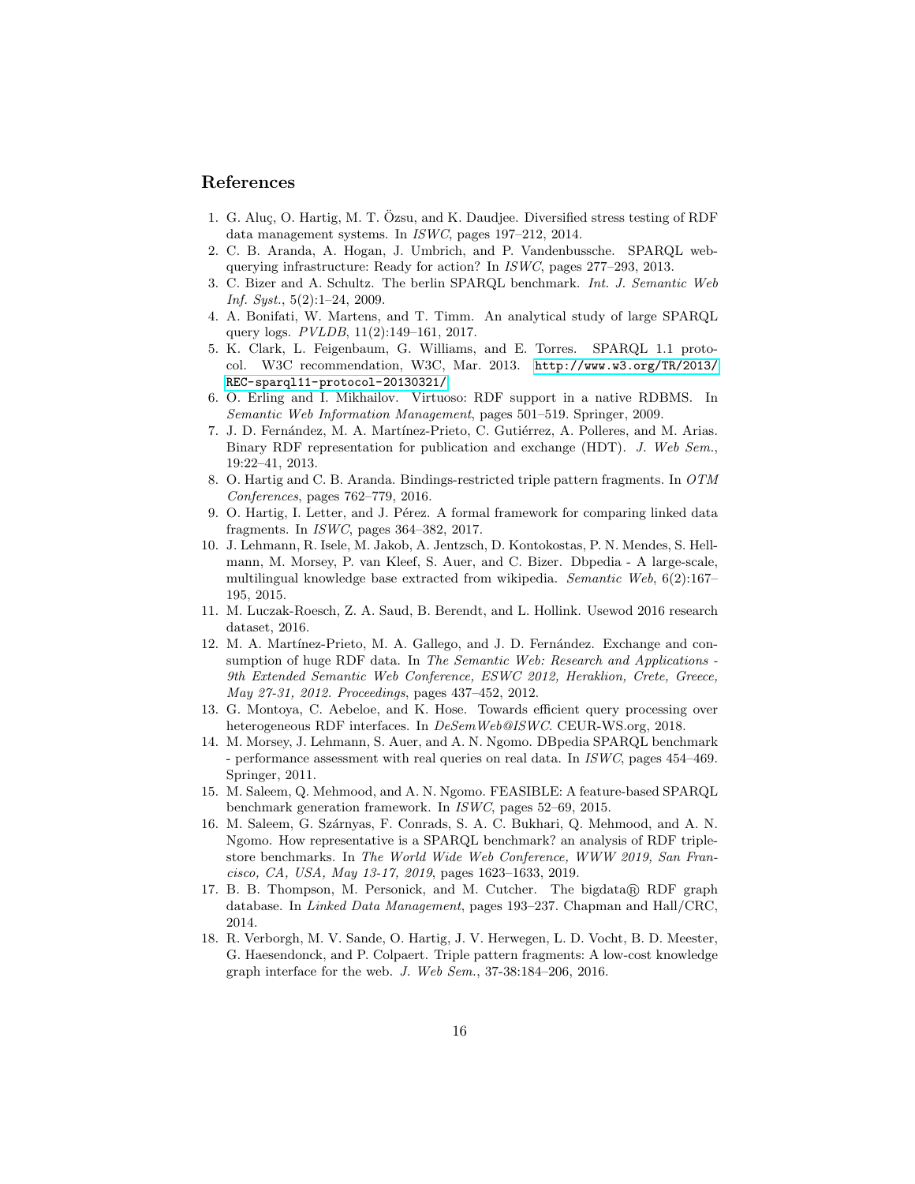## References

1. G. Aluç, O. Hartig, M. T. Özsu, and K. Daudjee. Diversified stress testing of RDF data management systems. In *ISWC*, pages 197–212, 2014.
2. C. B. Aranda, A. Hogan, J. Umbrich, and P. Vandenbussche. SPARQL web-querying infrastructure: Ready for action? In *ISWC*, pages 277–293, 2013.
3. C. Bizer and A. Schultz. The berlin SPARQL benchmark. *Int. J. Semantic Web Inf. Syst.*, 5(2):1–24, 2009.
4. A. Bonifati, W. Martens, and T. Timm. An analytical study of large SPARQL query logs. *PVLDB*, 11(2):149–161, 2017.
5. K. Clark, L. Feigenbaum, G. Williams, and E. Torres. SPARQL 1.1 protocol. W3C recommendation, W3C, Mar. 2013. http://www.w3.org/TR/2013/REC-sparql11-protocol-20130321/.
6. O. Erling and I. Mikhailov. Virtuoso: RDF support in a native RDBMS. In *Semantic Web Information Management*, pages 501–519. Springer, 2009.
7. J. D. Fernández, M. A. Martínez-Prieto, C. Gutiérrez, A. Polleres, and M. Arias. Binary RDF representation for publication and exchange (HDT). *J. Web Sem.*, 19:22–41, 2013.
8. O. Hartig and C. B. Aranda. Bindings-restricted triple pattern fragments. In *OTM Conferences*, pages 762–779, 2016.
9. O. Hartig, I. Letter, and J. Pérez. A formal framework for comparing linked data fragments. In *ISWC*, pages 364–382, 2017.
10. J. Lehmann, R. Isele, M. Jakob, A. Jentzsch, D. Kontokostas, P. N. Mendes, S. Hellmann, M. Morsey, P. van Kleef, S. Auer, and C. Bizer. Dbpedia - A large-scale, multilingual knowledge base extracted from wikipedia. *Semantic Web*, 6(2):167–195, 2015.
11. M. Luczak-Roesch, Z. A. Saud, B. Berendt, and L. Hollink. Usewod 2016 research dataset, 2016.
12. M. A. Martínez-Prieto, M. A. Gallego, and J. D. Fernández. Exchange and consumption of huge RDF data. In *The Semantic Web: Research and Applications - 9th Extended Semantic Web Conference, ESWC 2012, Heraklion, Crete, Greece, May 27-31, 2012. Proceedings*, pages 437–452, 2012.
13. G. Montoya, C. Aebeloe, and K. Hose. Towards efficient query processing over heterogeneous RDF interfaces. In *DeSemWeb@ISWC*. CEUR-WS.org, 2018.
14. M. Morsey, J. Lehmann, S. Auer, and A. N. Ngomo. DBpedia SPARQL benchmark - performance assessment with real queries on real data. In *ISWC*, pages 454–469. Springer, 2011.
15. M. Saleem, Q. Mehmood, and A. N. Ngomo. FEASIBLE: A feature-based SPARQL benchmark generation framework. In *ISWC*, pages 52–69, 2015.
16. M. Saleem, G. Szárnyas, F. Conrads, S. A. C. Bukhari, Q. Mehmood, and A. N. Ngomo. How representative is a SPARQL benchmark? an analysis of RDF triplestore benchmarks. In *The World Wide Web Conference, WWW 2019, San Francisco, CA, USA, May 13-17, 2019*, pages 1623–1633, 2019.
17. B. B. Thompson, M. Personick, and M. Cutcher. The bigdata® RDF graph database. In *Linked Data Management*, pages 193–237. Chapman and Hall/CRC, 2014.
18. R. Verborgh, M. V. Sande, O. Hartig, J. V. Herwegen, L. D. Vocht, B. D. Meester, G. Haesendonck, and P. Colpaert. Triple pattern fragments: A low-cost knowledge graph interface for the web. *J. Web Sem.*, 37-38:184–206, 2016.